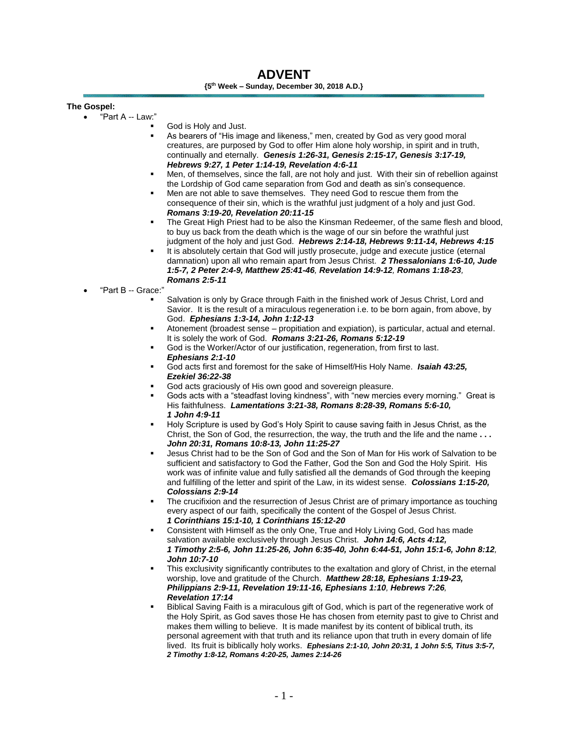# ADVENT

**{5th Week – Sunday, December 30, 2018 A.D.}**

**The Gospel:**

- "Part A -- Law:"
  - God is Holy and Just.
  - As bearers of "His image and likeness," men, created by God as very good moral creatures, are purposed by God to offer Him alone holy worship, in spirit and in truth, continually and eternally. ***Genesis 1:26-31, Genesis 2:15-17, Genesis 3:17-19, Hebrews 9:27, 1 Peter 1:14-19, Revelation 4:6-11***
  - Men, of themselves, since the fall, are not holy and just. With their sin of rebellion against the Lordship of God came separation from God and death as sin's consequence.
  - Men are not able to save themselves. They need God to rescue them from the consequence of their sin, which is the wrathful just judgment of a holy and just God. ***Romans 3:19-20, Revelation 20:11-15***
  - The Great High Priest had to be also the Kinsman Redeemer, of the same flesh and blood, to buy us back from the death which is the wage of our sin before the wrathful just judgment of the holy and just God. ***Hebrews 2:14-18, Hebrews 9:11-14, Hebrews 4:15***
  - It is absolutely certain that God will justly prosecute, judge and execute justice (eternal damnation) upon all who remain apart from Jesus Christ. ***2 Thessalonians 1:6-10, Jude 1:5-7, 2 Peter 2:4-9, Matthew 25:41-46, Revelation 14:9-12, Romans 1:18-23, Romans 2:5-11***
- "Part B -- Grace:"
  - Salvation is only by Grace through Faith in the finished work of Jesus Christ, Lord and Savior. It is the result of a miraculous regeneration i.e. to be born again, from above, by God. ***Ephesians 1:3-14, John 1:12-13***
  - Atonement (broadest sense – propitiation and expiation), is particular, actual and eternal. It is solely the work of God. ***Romans 3:21-26, Romans 5:12-19***
  - God is the Worker/Actor of our justification, regeneration, from first to last. ***Ephesians 2:1-10***
  - God acts first and foremost for the sake of Himself/His Holy Name. ***Isaiah 43:25, Ezekiel 36:22-38***
  - God acts graciously of His own good and sovereign pleasure.
  - Gods acts with a "steadfast loving kindness", with "new mercies every morning." Great is His faithfulness. ***Lamentations 3:21-38, Romans 8:28-39, Romans 5:6-10, 1 John 4:9-11***
  - Holy Scripture is used by God's Holy Spirit to cause saving faith in Jesus Christ, as the Christ, the Son of God, the resurrection, the way, the truth and the life and the name **. . .** ***John 20:31, Romans 10:8-13, John 11:25-27***
  - Jesus Christ had to be the Son of God and the Son of Man for His work of Salvation to be sufficient and satisfactory to God the Father, God the Son and God the Holy Spirit. His work was of infinite value and fully satisfied all the demands of God through the keeping and fulfilling of the letter and spirit of the Law, in its widest sense. ***Colossians 1:15-20, Colossians 2:9-14***
  - The crucifixion and the resurrection of Jesus Christ are of primary importance as touching every aspect of our faith, specifically the content of the Gospel of Jesus Christ. ***1 Corinthians 15:1-10, 1 Corinthians 15:12-20***
  - Consistent with Himself as the only One, True and Holy Living God, God has made salvation available exclusively through Jesus Christ. ***John 14:6, Acts 4:12, 1 Timothy 2:5-6, John 11:25-26, John 6:35-40, John 6:44-51, John 15:1-6, John 8:12, John 10:7-10***
  - This exclusivity significantly contributes to the exaltation and glory of Christ, in the eternal worship, love and gratitude of the Church. ***Matthew 28:18, Ephesians 1:19-23, Philippians 2:9-11, Revelation 19:11-16, Ephesians 1:10, Hebrews 7:26, Revelation 17:14***
  - Biblical Saving Faith is a miraculous gift of God, which is part of the regenerative work of the Holy Spirit, as God saves those He has chosen from eternity past to give to Christ and makes them willing to believe. It is made manifest by its content of biblical truth, its personal agreement with that truth and its reliance upon that truth in every domain of life lived. Its fruit is biblically holy works. ***Ephesians 2:1-10, John 20:31, 1 John 5:5, Titus 3:5-7, 2 Timothy 1:8-12, Romans 4:20-25, James 2:14-26***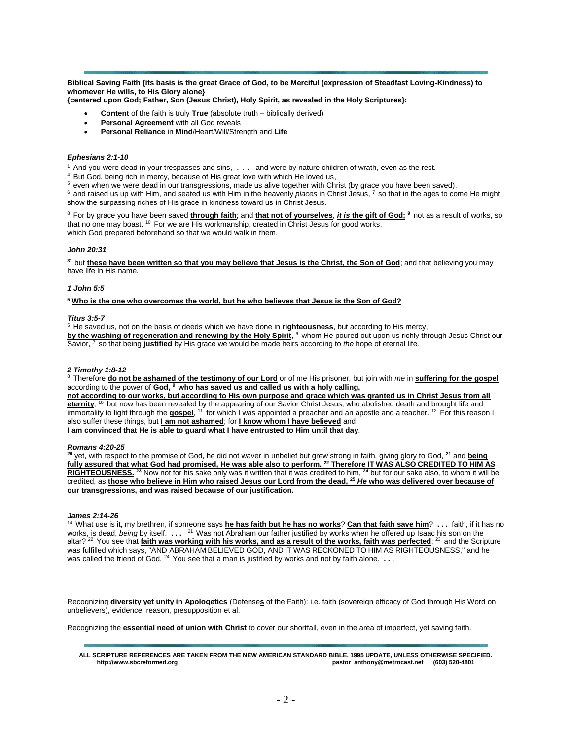**Biblical Saving Faith {its basis is the great Grace of God, to be Merciful (expression of Steadfast Loving-Kindness) to whomever He wills, to His Glory alone}**
**{centered upon God; Father, Son (Jesus Christ), Holy Spirit, as revealed in the Holy Scriptures}:**

- **Content** of the faith is truly **True** (absolute truth – biblically derived)
- **Personal Agreement** with all God reveals
- **Personal Reliance** in **Mind**/Heart/Will/Strength and **Life**

***Ephesians 2:1-10***

[1] And you were dead in your trespasses and sins, . . . and were by nature children of wrath, even as the rest.
[4] But God, being rich in mercy, because of His great love with which He loved us,
[5] even when we were dead in our transgressions, made us alive together with Christ (by grace you have been saved),
[6] and raised us up with Him, and seated us with Him in the heavenly *places* in Christ Jesus, [7] so that in the ages to come He might show the surpassing riches of His grace in kindness toward us in Christ Jesus.

[8] For by grace you have been saved **through faith**; and **that not of yourselves**, ***it is* the gift of God;** [9] not as a result of works, so that no one may boast. [10] For we are His workmanship, created in Christ Jesus for good works, which God prepared beforehand so that we would walk in them.

***John 20:31***

[31] but **these have been written so that you may believe that Jesus is the Christ, the Son of God**; and that believing you may have life in His name.

***1 John 5:5***

[5] **Who is the one who overcomes the world, but he who believes that Jesus is the Son of God?**

***Titus 3:5-7***

[5] He saved us, not on the basis of deeds which we have done in **righteousness**, but according to His mercy, **by the washing of regeneration and renewing by the Holy Spirit**, [6] whom He poured out upon us richly through Jesus Christ our Savior, [7] so that being **justified** by His grace we would be made heirs according to *the* hope of eternal life.

***2 Timothy 1:8-12***

[8] Therefore **do not be ashamed of the testimony of our Lord** or of me His prisoner, but join with *me* in **suffering for the gospel** according to the power of **God, [9] who has saved us and called us with a holy calling, not according to our works, but according to His own purpose and grace which was granted us in Christ Jesus from all eternity**, [10] but now has been revealed by the appearing of our Savior Christ Jesus, who abolished death and brought life and immortality to light through the **gospel**, [11] for which I was appointed a preacher and an apostle and a teacher. [12] For this reason I also suffer these things, but **I am not ashamed**; for **I know whom I have believed** and **I am convinced that He is able to guard what I have entrusted to Him until that day**.

***Romans 4:20-25***

[20] yet, with respect to the promise of God, he did not waver in unbelief but grew strong in faith, giving glory to God, [21] and **being fully assured that what God had promised, He was able also to perform. [22] Therefore IT WAS ALSO CREDITED TO HIM AS RIGHTEOUSNESS.** [23] Now not for his sake only was it written that it was credited to him, [24] but for our sake also, to whom it will be credited, as **those who believe in Him who raised Jesus our Lord from the dead, [25] *He* who was delivered over because of our transgressions, and was raised because of our justification.**

***James 2:14-26***

[14] What use is it, my brethren, if someone says **he has faith but he has no works**? **Can that faith save him**? . . . faith, if it has no works, is dead, *being* by itself. . . . [21] Was not Abraham our father justified by works when he offered up Isaac his son on the altar? [22] You see that **faith was working with his works, and as a result of the works, faith was perfected**; [23] and the Scripture was fulfilled which says, "AND ABRAHAM BELIEVED GOD, AND IT WAS RECKONED TO HIM AS RIGHTEOUSNESS," and he was called the friend of God. [24] You see that a man is justified by works and not by faith alone. . . .

Recognizing **diversity yet unity in Apologetics** (Defense**s** of the Faith): i.e. faith (sovereign efficacy of God through His Word on unbelievers), evidence, reason, presupposition et al.

Recognizing the **essential need of union with Christ** to cover our shortfall, even in the area of imperfect, yet saving faith.

**ALL SCRIPTURE REFERENCES ARE TAKEN FROM THE NEW AMERICAN STANDARD BIBLE, 1995 UPDATE, UNLESS OTHERWISE SPECIFIED.**
**http://www.sbcreformed.org pastor_anthony@metrocast.net (603) 520-4801**